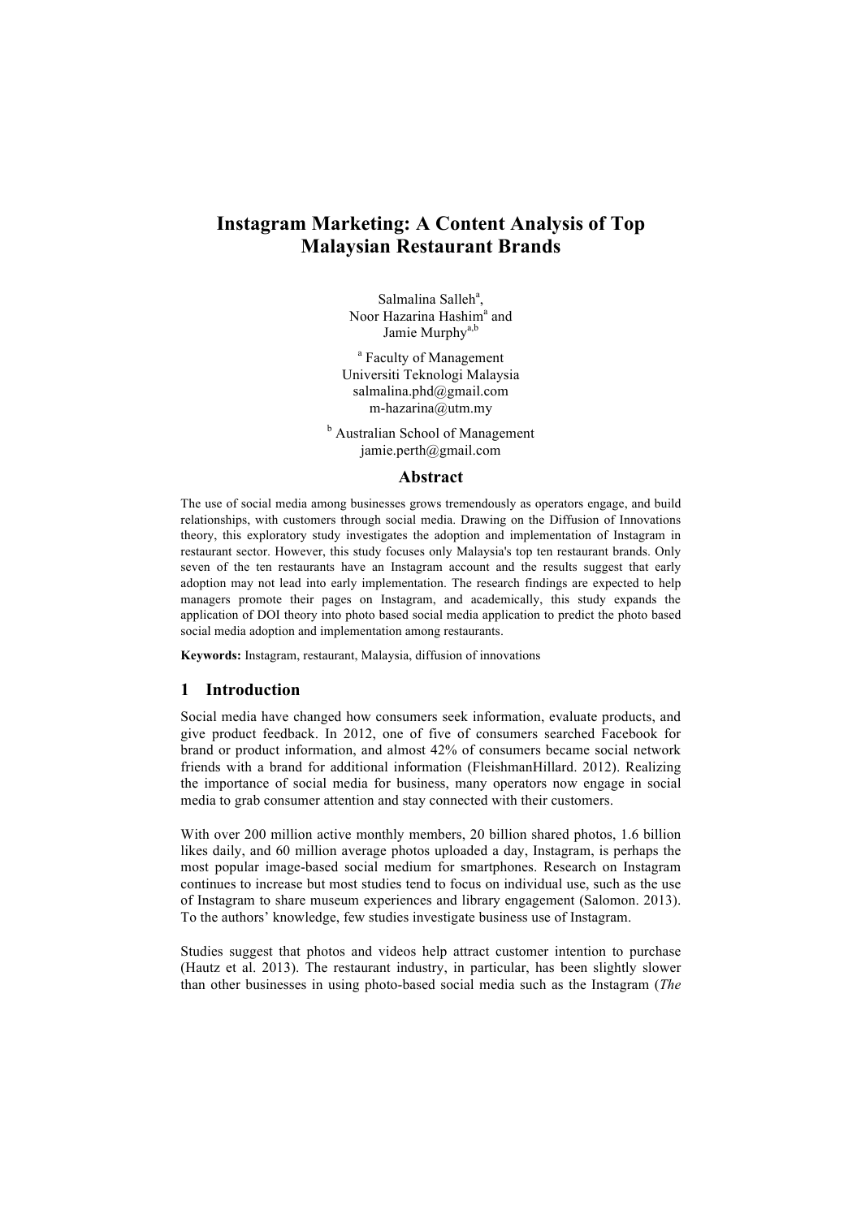# Instagram Marketing: A Content Analysis of Top Malaysian Restaurant Brands

Salmalina Salleh[a],
Noor Hazarina Hashim[a] and
Jamie Murphy[a,b]

[a] Faculty of Management
Universiti Teknologi Malaysia
salmalina.phd@gmail.com
m-hazarina@utm.my

[b] Australian School of Management
jamie.perth@gmail.com

## Abstract

The use of social media among businesses grows tremendously as operators engage, and build relationships, with customers through social media. Drawing on the Diffusion of Innovations theory, this exploratory study investigates the adoption and implementation of Instagram in restaurant sector. However, this study focuses only Malaysia's top ten restaurant brands. Only seven of the ten restaurants have an Instagram account and the results suggest that early adoption may not lead into early implementation. The research findings are expected to help managers promote their pages on Instagram, and academically, this study expands the application of DOI theory into photo based social media application to predict the photo based social media adoption and implementation among restaurants.

**Keywords:** Instagram, restaurant, Malaysia, diffusion of innovations

## 1 Introduction

Social media have changed how consumers seek information, evaluate products, and give product feedback. In 2012, one of five of consumers searched Facebook for brand or product information, and almost 42% of consumers became social network friends with a brand for additional information (FleishmanHillard. 2012). Realizing the importance of social media for business, many operators now engage in social media to grab consumer attention and stay connected with their customers.

With over 200 million active monthly members, 20 billion shared photos, 1.6 billion likes daily, and 60 million average photos uploaded a day, Instagram, is perhaps the most popular image-based social medium for smartphones. Research on Instagram continues to increase but most studies tend to focus on individual use, such as the use of Instagram to share museum experiences and library engagement (Salomon. 2013). To the authors' knowledge, few studies investigate business use of Instagram.

Studies suggest that photos and videos help attract customer intention to purchase (Hautz et al. 2013). The restaurant industry, in particular, has been slightly slower than other businesses in using photo-based social media such as the Instagram (*The*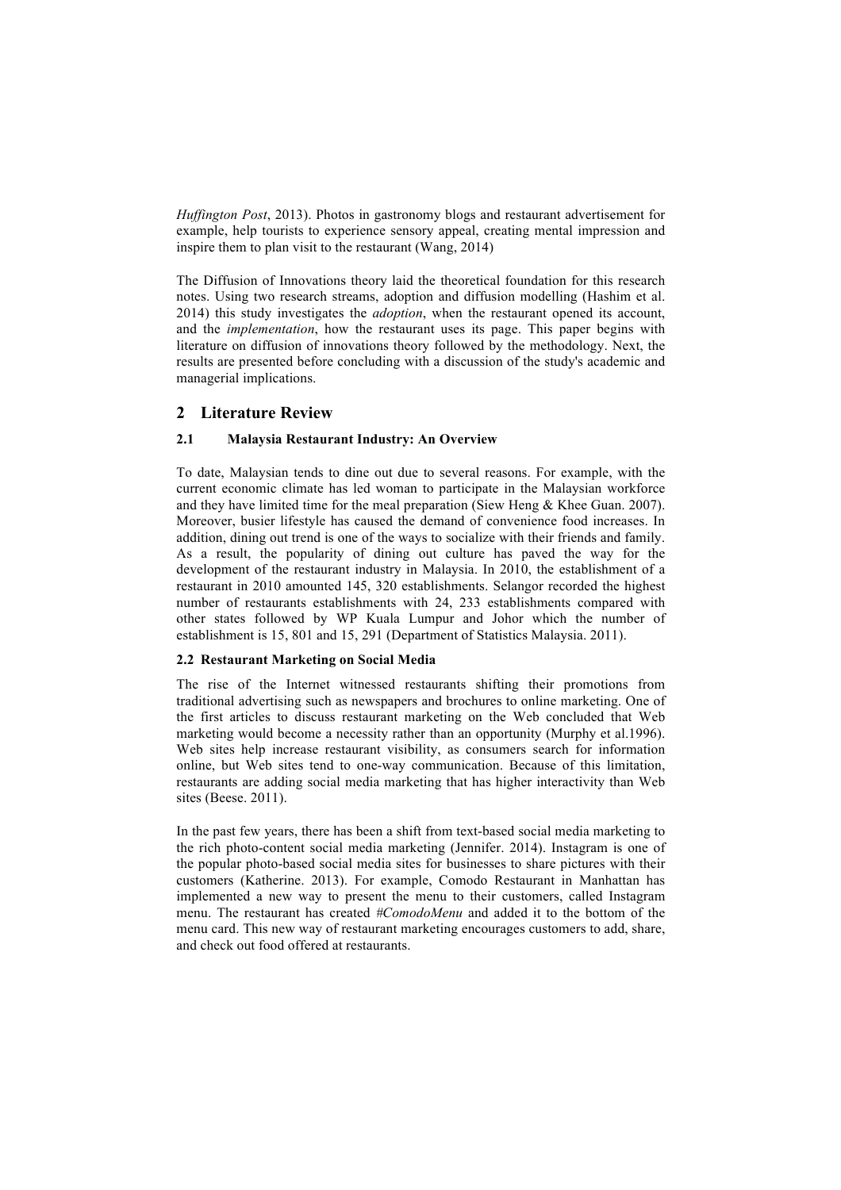*Huffington Post*, 2013). Photos in gastronomy blogs and restaurant advertisement for example, help tourists to experience sensory appeal, creating mental impression and inspire them to plan visit to the restaurant (Wang, 2014)

The Diffusion of Innovations theory laid the theoretical foundation for this research notes. Using two research streams, adoption and diffusion modelling (Hashim et al. 2014) this study investigates the *adoption*, when the restaurant opened its account, and the *implementation*, how the restaurant uses its page. This paper begins with literature on diffusion of innovations theory followed by the methodology. Next, the results are presented before concluding with a discussion of the study's academic and managerial implications.

## 2 Literature Review

### 2.1 Malaysia Restaurant Industry: An Overview

To date, Malaysian tends to dine out due to several reasons. For example, with the current economic climate has led woman to participate in the Malaysian workforce and they have limited time for the meal preparation (Siew Heng & Khee Guan. 2007). Moreover, busier lifestyle has caused the demand of convenience food increases. In addition, dining out trend is one of the ways to socialize with their friends and family. As a result, the popularity of dining out culture has paved the way for the development of the restaurant industry in Malaysia. In 2010, the establishment of a restaurant in 2010 amounted 145, 320 establishments. Selangor recorded the highest number of restaurants establishments with 24, 233 establishments compared with other states followed by WP Kuala Lumpur and Johor which the number of establishment is 15, 801 and 15, 291 (Department of Statistics Malaysia. 2011).

### 2.2 Restaurant Marketing on Social Media

The rise of the Internet witnessed restaurants shifting their promotions from traditional advertising such as newspapers and brochures to online marketing. One of the first articles to discuss restaurant marketing on the Web concluded that Web marketing would become a necessity rather than an opportunity (Murphy et al.1996). Web sites help increase restaurant visibility, as consumers search for information online, but Web sites tend to one-way communication. Because of this limitation, restaurants are adding social media marketing that has higher interactivity than Web sites (Beese. 2011).

In the past few years, there has been a shift from text-based social media marketing to the rich photo-content social media marketing (Jennifer. 2014). Instagram is one of the popular photo-based social media sites for businesses to share pictures with their customers (Katherine. 2013). For example, Comodo Restaurant in Manhattan has implemented a new way to present the menu to their customers, called Instagram menu. The restaurant has created *#ComodoMenu* and added it to the bottom of the menu card. This new way of restaurant marketing encourages customers to add, share, and check out food offered at restaurants.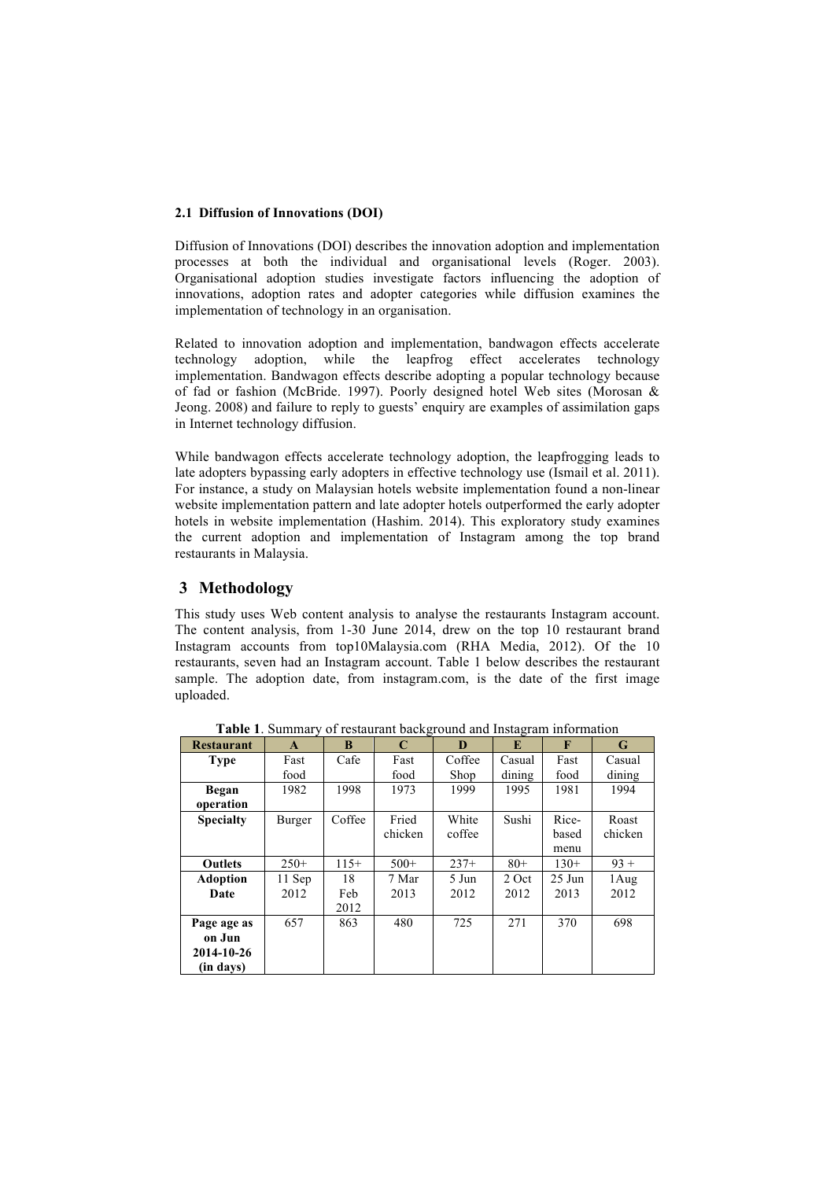### 2.1 Diffusion of Innovations (DOI)

Diffusion of Innovations (DOI) describes the innovation adoption and implementation processes at both the individual and organisational levels (Roger. 2003). Organisational adoption studies investigate factors influencing the adoption of innovations, adoption rates and adopter categories while diffusion examines the implementation of technology in an organisation.

Related to innovation adoption and implementation, bandwagon effects accelerate technology adoption, while the leapfrog effect accelerates technology implementation. Bandwagon effects describe adopting a popular technology because of fad or fashion (McBride. 1997). Poorly designed hotel Web sites (Morosan & Jeong. 2008) and failure to reply to guests' enquiry are examples of assimilation gaps in Internet technology diffusion.

While bandwagon effects accelerate technology adoption, the leapfrogging leads to late adopters bypassing early adopters in effective technology use (Ismail et al. 2011). For instance, a study on Malaysian hotels website implementation found a non-linear website implementation pattern and late adopter hotels outperformed the early adopter hotels in website implementation (Hashim. 2014). This exploratory study examines the current adoption and implementation of Instagram among the top brand restaurants in Malaysia.

## 3 Methodology

This study uses Web content analysis to analyse the restaurants Instagram account. The content analysis, from 1-30 June 2014, drew on the top 10 restaurant brand Instagram accounts from top10Malaysia.com (RHA Media, 2012). Of the 10 restaurants, seven had an Instagram account. Table 1 below describes the restaurant sample. The adoption date, from instagram.com, is the date of the first image uploaded.

**Table 1**. Summary of restaurant background and Instagram information

| Restaurant | A | B | C | D | E | F | G |
|---|---|---|---|---|---|---|---|
| **Type** | Fast food | Cafe | Fast food | Coffee Shop | Casual dining | Fast food | Casual dining |
| **Began operation** | 1982 | 1998 | 1973 | 1999 | 1995 | 1981 | 1994 |
| **Specialty** | Burger | Coffee | Fried chicken | White coffee | Sushi | Rice-based menu | Roast chicken |
| **Outlets** | 250+ | 115+ | 500+ | 237+ | 80+ | 130+ | 93 + |
| **Adoption Date** | 11 Sep 2012 | 18 Feb 2012 | 7 Mar 2013 | 5 Jun 2012 | 2 Oct 2012 | 25 Jun 2013 | 1Aug 2012 |
| **Page age as on Jun 2014-10-26 (in days)** | 657 | 863 | 480 | 725 | 271 | 370 | 698 |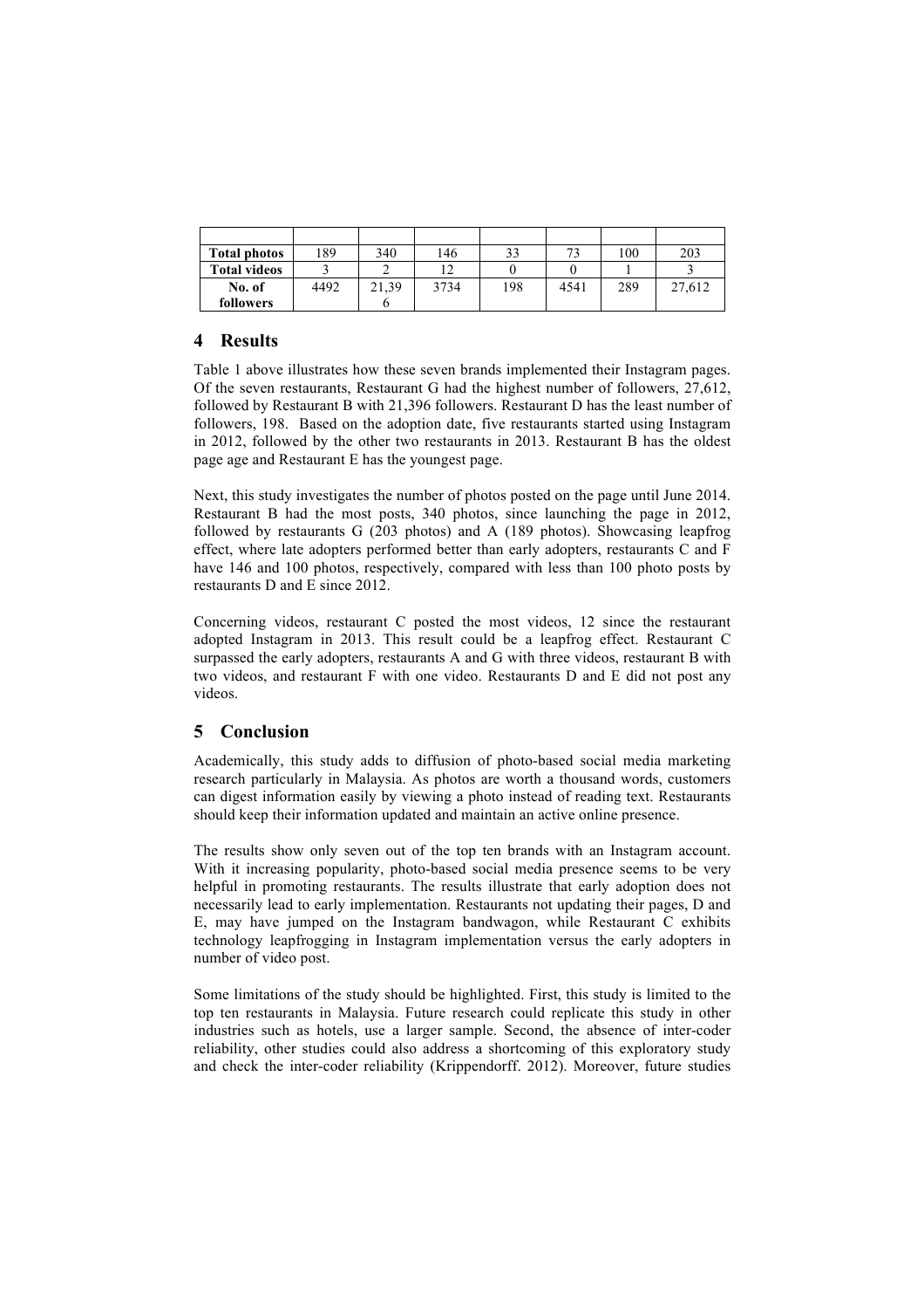| | | | | | | | |
|---|---|---|---|---|---|---|---|
| **Total photos** | 189 | 340 | 146 | 33 | 73 | 100 | 203 |
| **Total videos** | 3 | 2 | 12 | 0 | 0 | 1 | 3 |
| **No. of followers** | 4492 | 21,396 | 3734 | 198 | 4541 | 289 | 27,612 |

## 4 Results

Table 1 above illustrates how these seven brands implemented their Instagram pages. Of the seven restaurants, Restaurant G had the highest number of followers, 27,612, followed by Restaurant B with 21,396 followers. Restaurant D has the least number of followers, 198. Based on the adoption date, five restaurants started using Instagram in 2012, followed by the other two restaurants in 2013. Restaurant B has the oldest page age and Restaurant E has the youngest page.

Next, this study investigates the number of photos posted on the page until June 2014. Restaurant B had the most posts, 340 photos, since launching the page in 2012, followed by restaurants G (203 photos) and A (189 photos). Showcasing leapfrog effect, where late adopters performed better than early adopters, restaurants C and F have 146 and 100 photos, respectively, compared with less than 100 photo posts by restaurants D and E since 2012.

Concerning videos, restaurant C posted the most videos, 12 since the restaurant adopted Instagram in 2013. This result could be a leapfrog effect. Restaurant C surpassed the early adopters, restaurants A and G with three videos, restaurant B with two videos, and restaurant F with one video. Restaurants D and E did not post any videos.

## 5 Conclusion

Academically, this study adds to diffusion of photo-based social media marketing research particularly in Malaysia. As photos are worth a thousand words, customers can digest information easily by viewing a photo instead of reading text. Restaurants should keep their information updated and maintain an active online presence.

The results show only seven out of the top ten brands with an Instagram account. With it increasing popularity, photo-based social media presence seems to be very helpful in promoting restaurants. The results illustrate that early adoption does not necessarily lead to early implementation. Restaurants not updating their pages, D and E, may have jumped on the Instagram bandwagon, while Restaurant C exhibits technology leapfrogging in Instagram implementation versus the early adopters in number of video post.

Some limitations of the study should be highlighted. First, this study is limited to the top ten restaurants in Malaysia. Future research could replicate this study in other industries such as hotels, use a larger sample. Second, the absence of inter-coder reliability, other studies could also address a shortcoming of this exploratory study and check the inter-coder reliability (Krippendorff. 2012). Moreover, future studies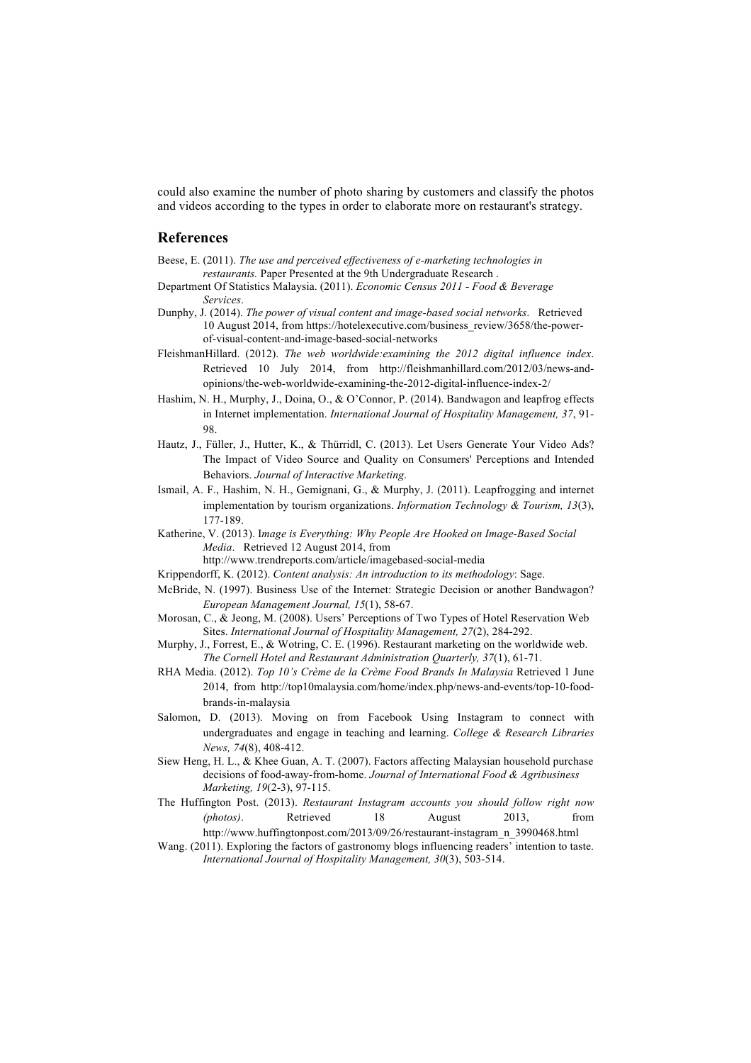could also examine the number of photo sharing by customers and classify the photos and videos according to the types in order to elaborate more on restaurant's strategy.

## References

Beese, E. (2011). *The use and perceived effectiveness of e-marketing technologies in restaurants.* Paper Presented at the 9th Undergraduate Research .

Department Of Statistics Malaysia. (2011). *Economic Census 2011 - Food & Beverage Services*.

Dunphy, J. (2014). *The power of visual content and image-based social networks*. Retrieved 10 August 2014, from https://hotelexecutive.com/business_review/3658/the-power-of-visual-content-and-image-based-social-networks

FleishmanHillard. (2012). *The web worldwide:examining the 2012 digital influence index*. Retrieved 10 July 2014, from http://fleishmanhillard.com/2012/03/news-and-opinions/the-web-worldwide-examining-the-2012-digital-influence-index-2/

Hashim, N. H., Murphy, J., Doina, O., & O'Connor, P. (2014). Bandwagon and leapfrog effects in Internet implementation. *International Journal of Hospitality Management, 37*, 91-98.

Hautz, J., Füller, J., Hutter, K., & Thürridl, C. (2013). Let Users Generate Your Video Ads? The Impact of Video Source and Quality on Consumers' Perceptions and Intended Behaviors. *Journal of Interactive Marketing*.

Ismail, A. F., Hashim, N. H., Gemignani, G., & Murphy, J. (2011). Leapfrogging and internet implementation by tourism organizations. *Information Technology & Tourism, 13*(3), 177-189.

Katherine, V. (2013). I*mage is Everything: Why People Are Hooked on Image-Based Social Media*. Retrieved 12 August 2014, from http://www.trendreports.com/article/imagebased-social-media

Krippendorff, K. (2012). *Content analysis: An introduction to its methodology*: Sage.

McBride, N. (1997). Business Use of the Internet: Strategic Decision or another Bandwagon? *European Management Journal, 15*(1), 58-67.

Morosan, C., & Jeong, M. (2008). Users' Perceptions of Two Types of Hotel Reservation Web Sites. *International Journal of Hospitality Management, 27*(2), 284-292.

Murphy, J., Forrest, E., & Wotring, C. E. (1996). Restaurant marketing on the worldwide web. *The Cornell Hotel and Restaurant Administration Quarterly, 37*(1), 61-71.

RHA Media. (2012). *Top 10's Crème de la Crème Food Brands In Malaysia* Retrieved 1 June 2014, from http://top10malaysia.com/home/index.php/news-and-events/top-10-food-brands-in-malaysia

Salomon, D. (2013). Moving on from Facebook Using Instagram to connect with undergraduates and engage in teaching and learning. *College & Research Libraries News, 74*(8), 408-412.

Siew Heng, H. L., & Khee Guan, A. T. (2007). Factors affecting Malaysian household purchase decisions of food-away-from-home. *Journal of International Food & Agribusiness Marketing, 19*(2-3), 97-115.

The Huffington Post. (2013). *Restaurant Instagram accounts you should follow right now (photos)*. Retrieved 18 August 2013, from http://www.huffingtonpost.com/2013/09/26/restaurant-instagram_n_3990468.html

Wang. (2011). Exploring the factors of gastronomy blogs influencing readers' intention to taste. *International Journal of Hospitality Management, 30*(3), 503-514.